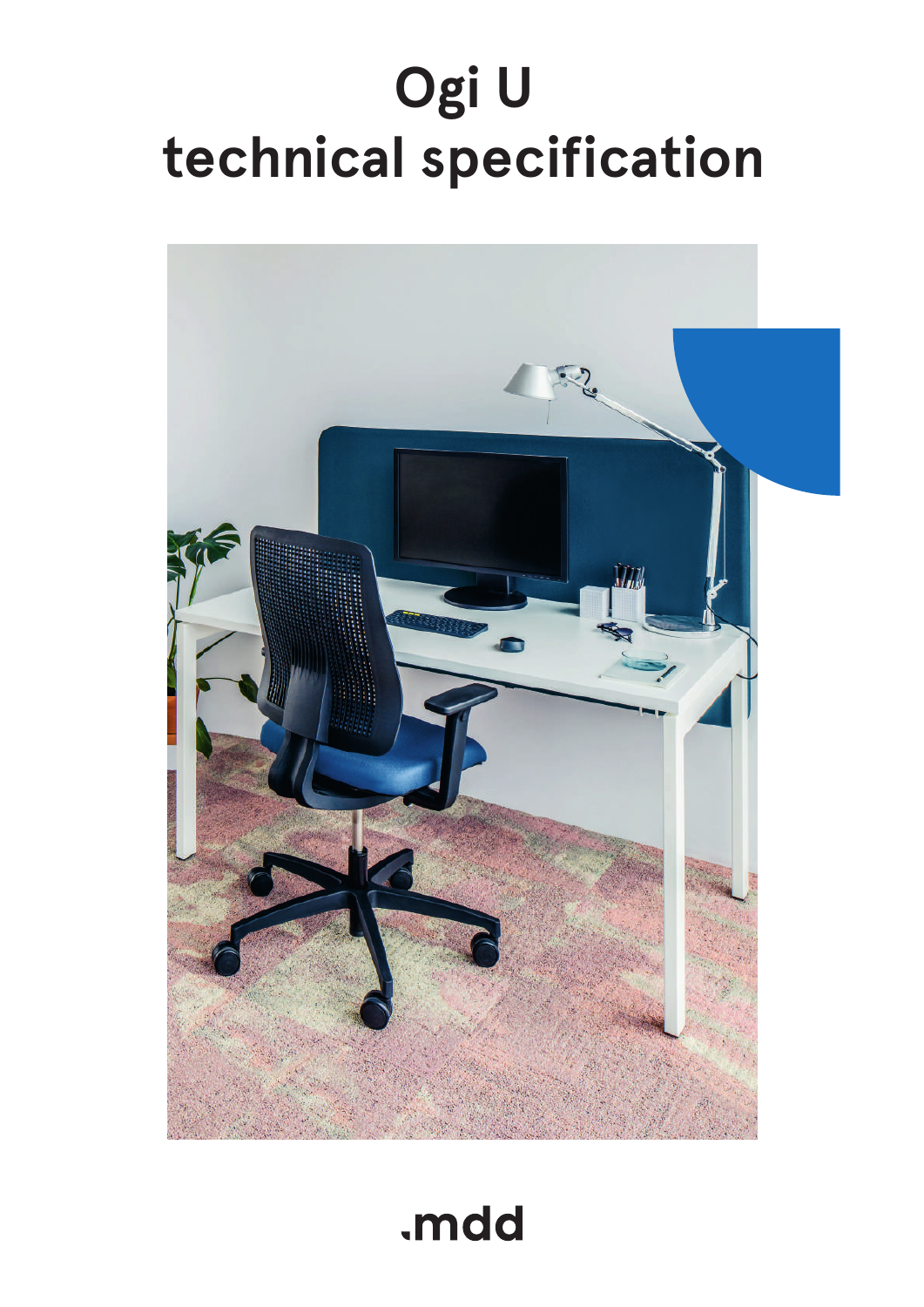# Ogi U technical specification

.mdd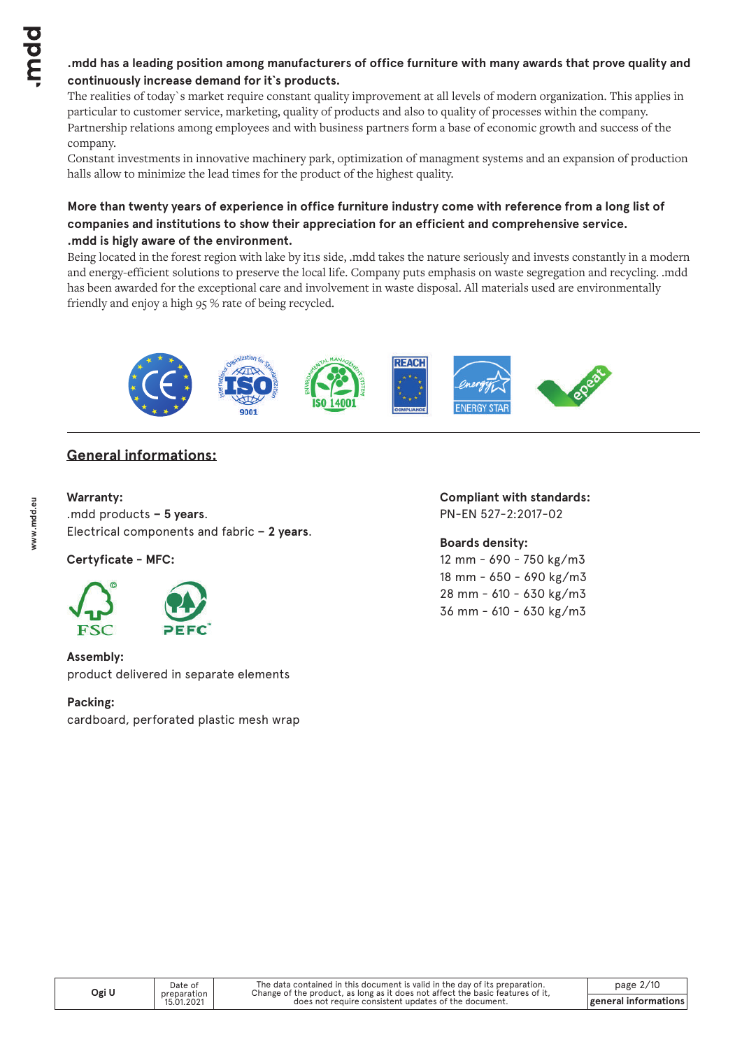**.mdd has a leading position among manufacturers of office furniture with many awards that prove quality and continuously increase demand for it`s products.**

The realities of today`s market require constant quality improvement at all levels of modern organization. This applies in particular to customer service, marketing, quality of products and also to quality of processes within the company. Partnership relations among employees and with business partners form a base of economic growth and success of the company.

Constant investments in innovative machinery park, optimization of managment systems and an expansion of production halls allow to minimize the lead times for the product of the highest quality.

**More than twenty years of experience in office furniture industry come with reference from a long list of companies and institutions to show their appreciation for an efficient and comprehensive service.**

**.mdd is higly aware of the environment.**

Being located in the forest region with lake by itıs side, .mdd takes the nature seriously and invests constantly in a modern and energy-efficient solutions to preserve the local life. Company puts emphasis on waste segregation and recycling. .mdd has been awarded for the exceptional care and involvement in waste disposal. All materials used are environmentally friendly and enjoy a high 95 % rate of being recycled.

## General informations:

**Warranty:**

.mdd products **– 5 years**.

Electrical components and fabric **– 2 years**.

**Certyficate - MFC:**

FSC PEFC

**Assembly:**

product delivered in separate elements

**Packing:**

cardboard, perforated plastic mesh wrap

**Compliant with standards:**

PN-EN 527-2:2017-02

**Boards density:**

12 mm - 690 - 750 kg/m3

18 mm - 650 - 690 kg/m3

28 mm - 610 - 630 kg/m3

36 mm - 610 - 630 kg/m3

| Ogi U | Date of preparation 15.01.2021 | The data contained in this document is valid in the day of its preparation. Change of the product, as long as it does not affect the basic features of it, does not require consistent updates of the document. | general informations |
|---|---|---|---|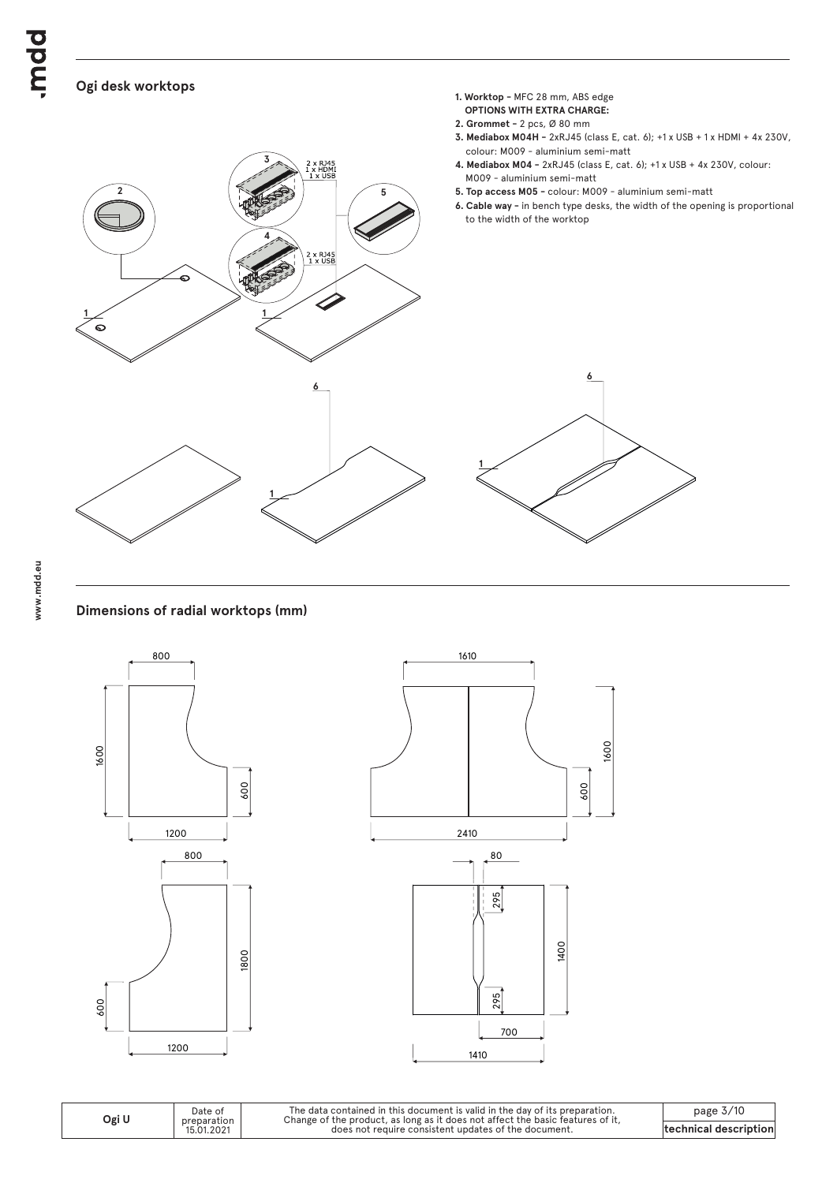## Ogi desk worktops

1. **Worktop –** MFC 28 mm, ABS edge
   **OPTIONS WITH EXTRA CHARGE:**
2. **Grommet –** 2 pcs, Ø 80 mm
3. **Mediabox M04H –** 2xRJ45 (class E, cat. 6); +1 x USB + 1 x HDMI + 4x 230V, colour: M009 – aluminium semi-matt
4. **Mediabox M04 –** 2xRJ45 (class E, cat. 6); +1 x USB + 4x 230V, colour: M009 – aluminium semi-matt
5. **Top access M05 –** colour: M009 – aluminium semi-matt
6. **Cable way –** in bench type desks, the width of the opening is proportional to the width of the worktop

## Dimensions of radial worktops (mm)

| Ogi U | Date of preparation 15.01.2021 | The data contained in this document is valid in the day of its preparation. Change of the product, as long as it does not affect the basic features of it, does not require consistent updates of the document. | technical description |
|---|---|---|---|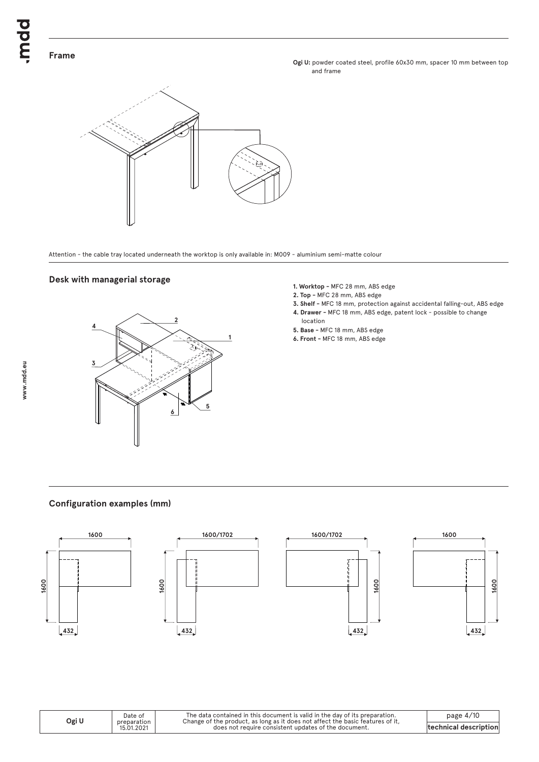## Frame

**Ogi U:** powder coated steel, profile 60x30 mm, spacer 10 mm between top and frame

Attention - the cable tray located underneath the worktop is only available in: M009 - aluminium semi-matte colour

## Desk with managerial storage

1. **Worktop -** MFC 28 mm, ABS edge
2. **Top -** MFC 28 mm, ABS edge
3. **Shelf -** MFC 18 mm, protection against accidental falling-out, ABS edge
4. **Drawer -** MFC 18 mm, ABS edge, patent lock - possible to change location
5. **Base -** MFC 18 mm, ABS edge
6. **Front -** MFC 18 mm, ABS edge

## Configuration examples (mm)

1600 × 1600, 432

1600/1702 × 1600, 432

1600/1702 × 1600, 432

1600 × 1600, 432

| Ogi U | Date of preparation 15.01.2021 | The data contained in this document is valid in the day of its preparation. Change of the product, as long as it does not affect the basic features of it, does not require consistent updates of the document. | technical description |
|---|---|---|---|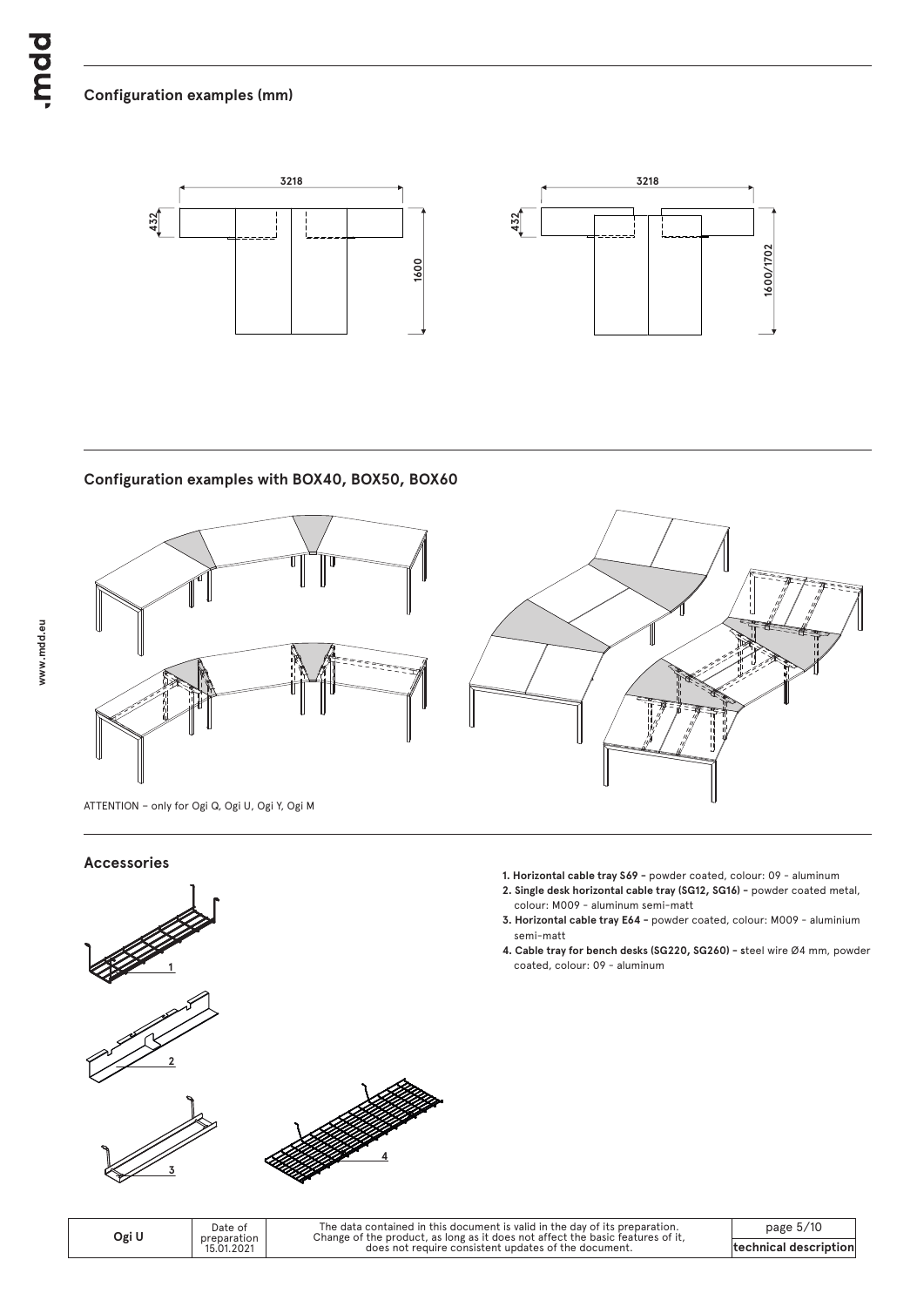## Configuration examples (mm)

## Configuration examples with BOX40, BOX50, BOX60

ATTENTION – only for Ogi Q, Ogi U, Ogi Y, Ogi M

## Accessories

1. **Horizontal cable tray S69 –** powder coated, colour: 09 - aluminum
2. **Single desk horizontal cable tray (SG12, SG16) –** powder coated metal, colour: M009 - aluminum semi-matt
3. **Horizontal cable tray E64 –** powder coated, colour: M009 - aluminium semi-matt
4. **Cable tray for bench desks (SG220, SG260) –** steel wire Ø4 mm, powder coated, colour: 09 - aluminum

| Ogi U | Date of preparation 15.01.2021 | The data contained in this document is valid in the day of its preparation. Change of the product, as long as it does not affect the basic features of it, does not require consistent updates of the document. | technical description |
|---|---|---|---|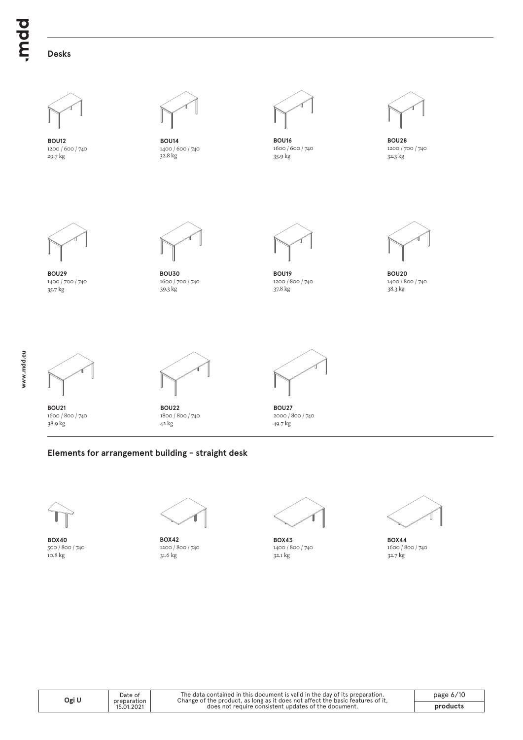## Desks

**BOU12**
1200 / 600 / 740
29.7 kg

**BOU14**
1400 / 600 / 740
32.8 kg

**BOU16**
1600 / 600 / 740
35.9 kg

**BOU28**
1200 / 700 / 740
32.3 kg

**BOU29**
1400 / 700 / 740
35.7 kg

**BOU30**
1600 / 700 / 740
39.3 kg

**BOU19**
1200 / 800 / 740
37.8 kg

**BOU20**
1400 / 800 / 740
38.3 kg

**BOU21**
1600 / 800 / 740
38.9 kg

**BOU22**
1800 / 800 / 740
42 kg

**BOU27**
2000 / 800 / 740
49.7 kg

## Elements for arrangement building – straight desk

**BOX40**
500 / 800 / 740
10.8 kg

**BOX42**
1200 / 800 / 740
31.6 kg

**BOX43**
1400 / 800 / 740
32.1 kg

**BOX44**
1600 / 800 / 740
32.7 kg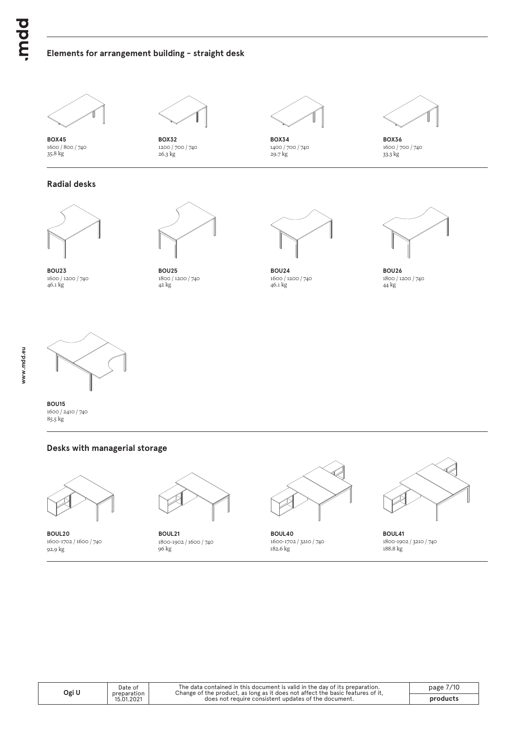## Elements for arrangement building – straight desk

**BOX45**
1600 / 800 / 740
35.8 kg

**BOX32**
1200 / 700 / 740
26.3 kg

**BOX34**
1400 / 700 / 740
29.7 kg

**BOX36**
1600 / 700 / 740
33.3 kg

## Radial desks

**BOU23**
1600 / 1200 / 740
46.1 kg

**BOU25**
1800 / 1200 / 740
42 kg

**BOU24**
1600 / 1200 / 740
46.1 kg

**BOU26**
1800 / 1200 / 740
44 kg

**BOU15**
1600 / 2410 / 740
85.5 kg

## Desks with managerial storage

**BOUL20**
1600-1702 / 1600 / 740
92.9 kg

**BOUL21**
1800-1902 / 1600 / 740
96 kg

**BOUL40**
1600-1702 / 3210 / 740
182.6 kg

**BOUL41**
1800-1902 / 3210 / 740
188.8 kg

| Ogi U | Date of preparation 15.01.2021 | The data contained in this document is valid in the day of its preparation. Change of the product, as long as it does not affect the basic features of it, does not require consistent updates of the document. | products |
| --- | --- | --- | --- |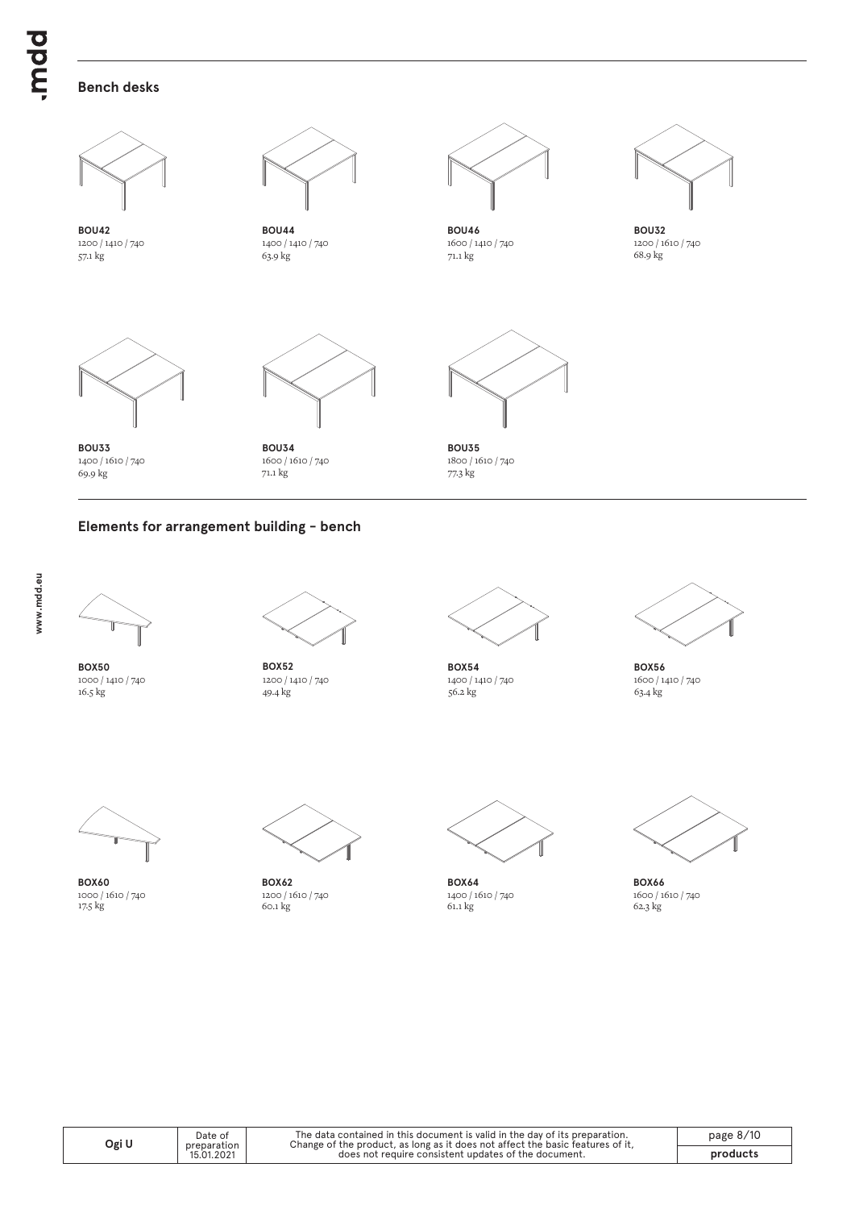## Bench desks

**BOU42**
1200 / 1410 / 740
57.1 kg

**BOU44**
1400 / 1410 / 740
63.9 kg

**BOU46**
1600 / 1410 / 740
71.1 kg

**BOU32**
1200 / 1610 / 740
68.9 kg

**BOU33**
1400 / 1610 / 740
69.9 kg

**BOU34**
1600 / 1610 / 740
71.1 kg

**BOU35**
1800 / 1610 / 740
77.3 kg

## Elements for arrangement building – bench

**BOX50**
1000 / 1410 / 740
16.5 kg

**BOX52**
1200 / 1410 / 740
49.4 kg

**BOX54**
1400 / 1410 / 740
56.2 kg

**BOX56**
1600 / 1410 / 740
63.4 kg

**BOX60**
1000 / 1610 / 740
17.5 kg

**BOX62**
1200 / 1610 / 740
60.1 kg

**BOX64**
1400 / 1610 / 740
61.1 kg

**BOX66**
1600 / 1610 / 740
62.3 kg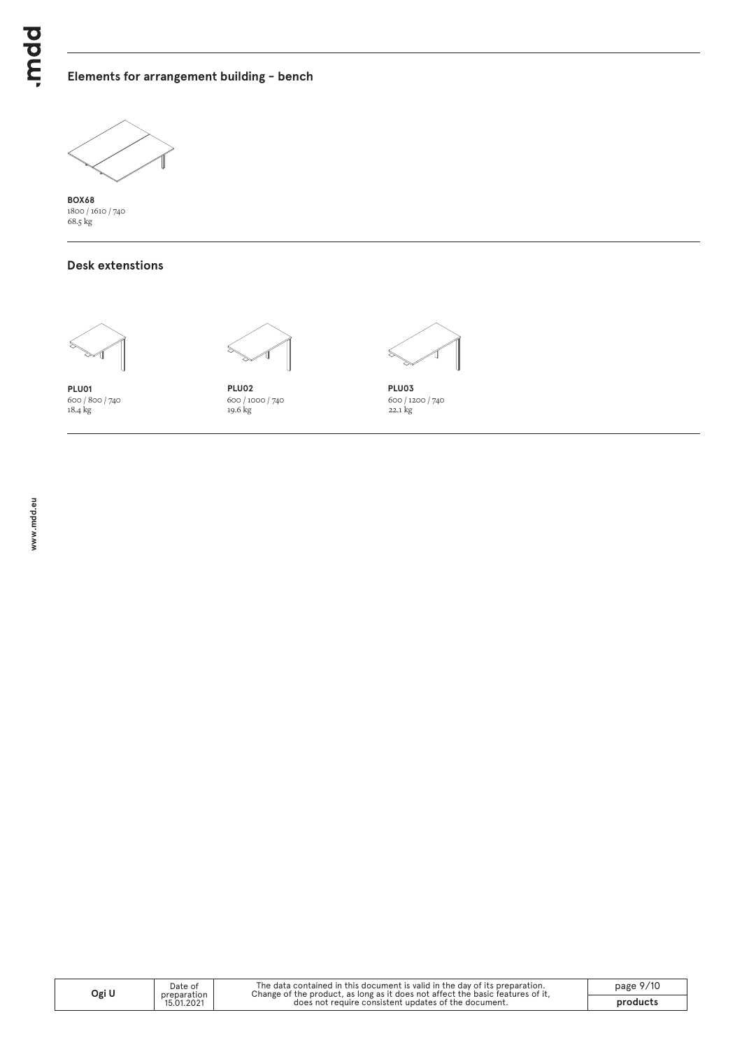## Elements for arrangement building - bench

**BOX68**
1800 / 1610 / 740
68.5 kg

## Desk extenstions

**PLU01**
600 / 800 / 740
18.4 kg

**PLU02**
600 / 1000 / 740
19.6 kg

**PLU03**
600 / 1200 / 740
22.1 kg

| Ogi U | Date of preparation 15.01.2021 | The data contained in this document is valid in the day of its preparation. Change of the product, as long as it does not affect the basic features of it, does not require consistent updates of the document. | products |
|---|---|---|---|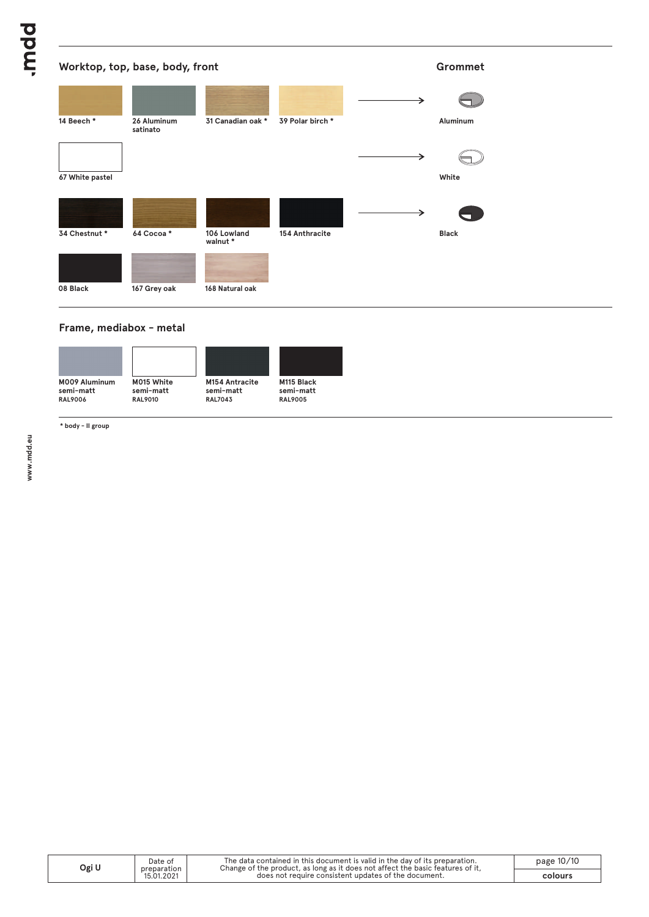## Worktop, top, base, body, front

14 Beech *

26 Aluminum satinato

31 Canadian oak *

39 Polar birch *

67 White pastel

34 Chestnut *

64 Cocoa *

106 Lowland walnut *

154 Anthracite

08 Black

167 Grey oak

168 Natural oak

## Grommet

Aluminum

White

Black

## Frame, mediabox - metal

M009 Aluminum semi-matt
RAL9006

M015 White semi-matt
RAL9010

M154 Antracite semi-matt
RAL7043

M115 Black semi-matt
RAL9005

* body - II group

| | | | |
|---|---|---|---|
| Ogi U | Date of preparation 15.01.2021 | The data contained in this document is valid in the day of its preparation. Change of the product, as long as it does not affect the basic features of it, does not require consistent updates of the document. | colours |